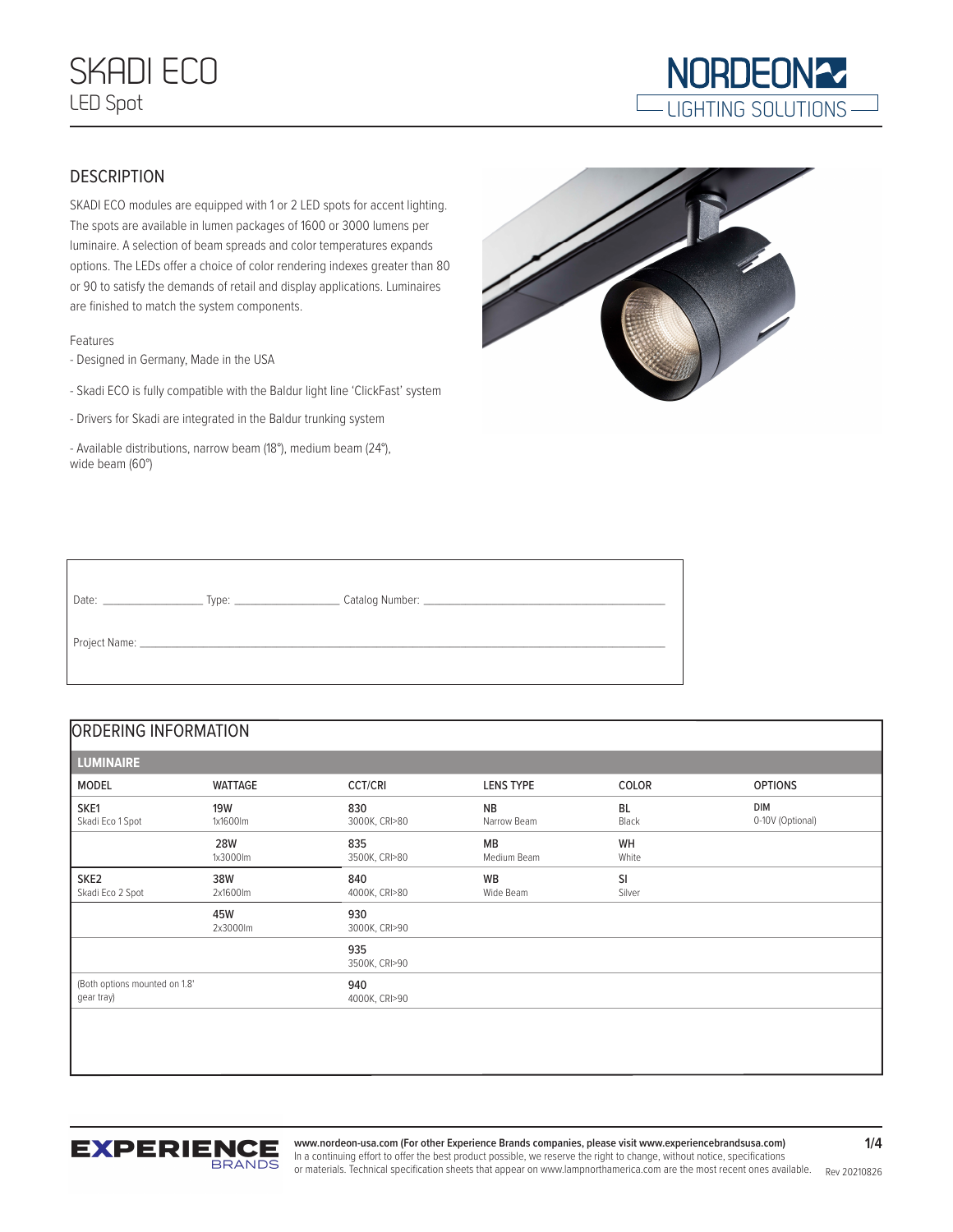# SKADI ECO

LED Spot

## DESCRIPTION

SKADI ECO modules are equipped with 1 or 2 LED spots for accent lighting. The spots are available in lumen packages of 1600 or 3000 lumens per luminaire. A selection of beam spreads and color temperatures expands options. The LEDs offer a choice of color rendering indexes greater than 80 or 90 to satisfy the demands of retail and display applications. Luminaires are finished to match the system components.

Features

- Designed in Germany, Made in the USA
- Skadi ECO is fully compatible with the Baldur light line 'ClickFast' system
- Drivers for Skadi are integrated in the Baldur trunking system
- Available distributions, narrow beam (18°), medium beam (24°), wide beam (60°)

Date: ________________ Type: ________________ Catalog Number: ________________________________

Project Name: ____________________________________________________________________

## ORDERING INFORMATION

**LUMINAIRE**

| MODEL | WATTAGE | CCT/CRI | LENS TYPE | COLOR | OPTIONS |
|---|---|---|---|---|---|
| **SKE1** Skadi Eco 1 Spot | **19W** 1x1600lm | **830** 3000K, CRI>80 | **NB** Narrow Beam | **BL** Black | **DIM** 0-10V (Optional) |
| | **28W** 1x3000lm | **835** 3500K, CRI>80 | **MB** Medium Beam | **WH** White | |
| **SKE2** Skadi Eco 2 Spot | **38W** 2x1600lm | **840** 4000K, CRI>80 | **WB** Wide Beam | **SI** Silver | |
| | **45W** 2x3000lm | **930** 3000K, CRI>90 | | | |
| | | **935** 3500K, CRI>90 | | | |
| (Both options mounted on 1.8' gear tray) | | **940** 4000K, CRI>90 | | | |

**www.nordeon-usa.com (For other Experience Brands companies, please visit www.experiencebrandsusa.com)**
In a continuing effort to offer the best product possible, we reserve the right to change, without notice, specifications or materials. Technical specification sheets that appear on www.lampnorthamerica.com are the most recent ones available.

Rev 20210826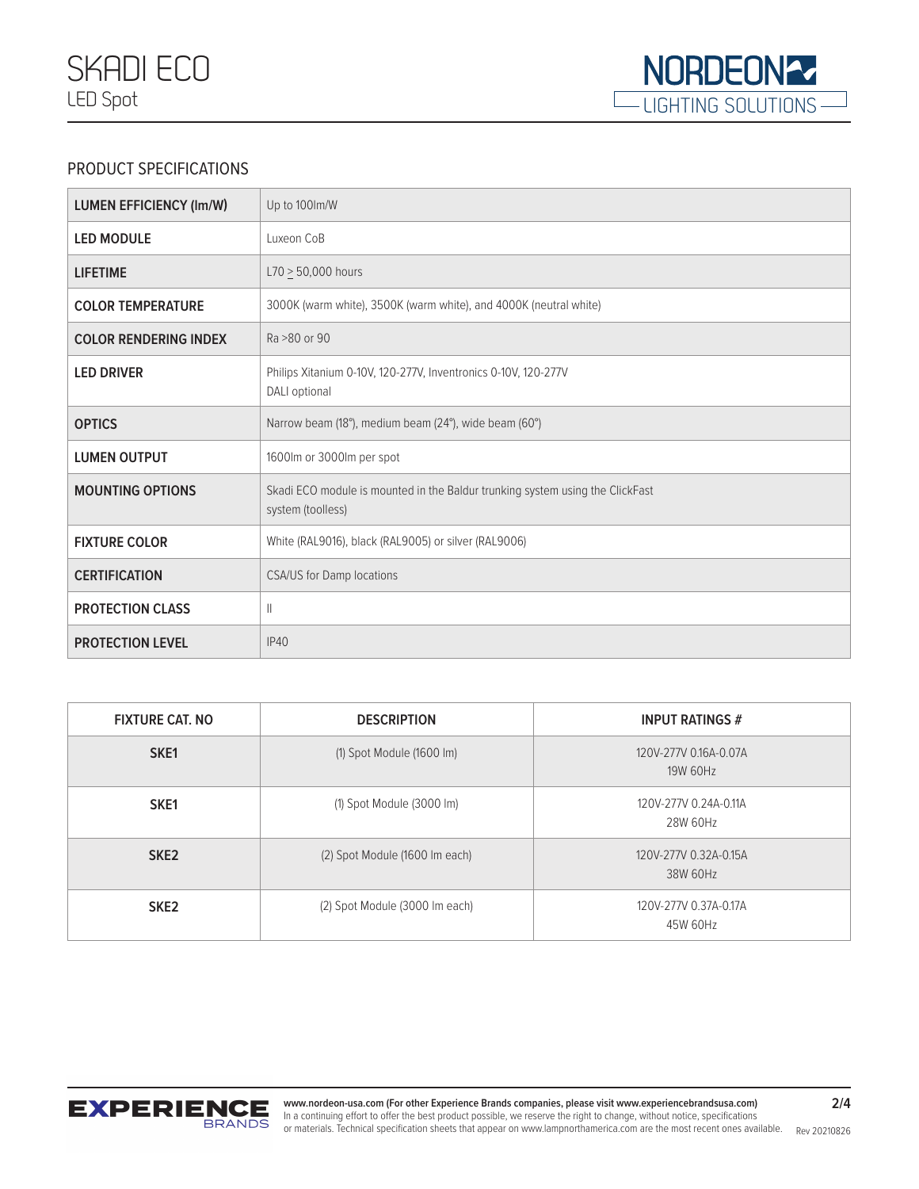# SKADI ECO

LED Spot

## PRODUCT SPECIFICATIONS

| | |
|---|---|
| **LUMEN EFFICIENCY (lm/W)** | Up to 100lm/W |
| **LED MODULE** | Luxeon CoB |
| **LIFETIME** | L70 ≥ 50,000 hours |
| **COLOR TEMPERATURE** | 3000K (warm white), 3500K (warm white), and 4000K (neutral white) |
| **COLOR RENDERING INDEX** | Ra >80 or 90 |
| **LED DRIVER** | Philips Xitanium 0-10V, 120-277V, Inventronics 0-10V, 120-277V<br>DALI optional |
| **OPTICS** | Narrow beam (18°), medium beam (24°), wide beam (60°) |
| **LUMEN OUTPUT** | 1600lm or 3000lm per spot |
| **MOUNTING OPTIONS** | Skadi ECO module is mounted in the Baldur trunking system using the ClickFast system (toolless) |
| **FIXTURE COLOR** | White (RAL9016), black (RAL9005) or silver (RAL9006) |
| **CERTIFICATION** | CSA/US for Damp locations |
| **PROTECTION CLASS** | II |
| **PROTECTION LEVEL** | IP40 |

| FIXTURE CAT. NO | DESCRIPTION | INPUT RATINGS # |
|---|---|---|
| **SKE1** | (1) Spot Module (1600 lm) | 120V-277V 0.16A-0.07A<br>19W 60Hz |
| **SKE1** | (1) Spot Module (3000 lm) | 120V-277V 0.24A-0.11A<br>28W 60Hz |
| **SKE2** | (2) Spot Module (1600 lm each) | 120V-277V 0.32A-0.15A<br>38W 60Hz |
| **SKE2** | (2) Spot Module (3000 lm each) | 120V-277V 0.37A-0.17A<br>45W 60Hz |

**www.nordeon-usa.com (For other Experience Brands companies, please visit www.experiencebrandsusa.com)**
In a continuing effort to offer the best product possible, we reserve the right to change, without notice, specifications or materials. Technical specification sheets that appear on www.lampnorthamerica.com are the most recent ones available.

Rev 20210826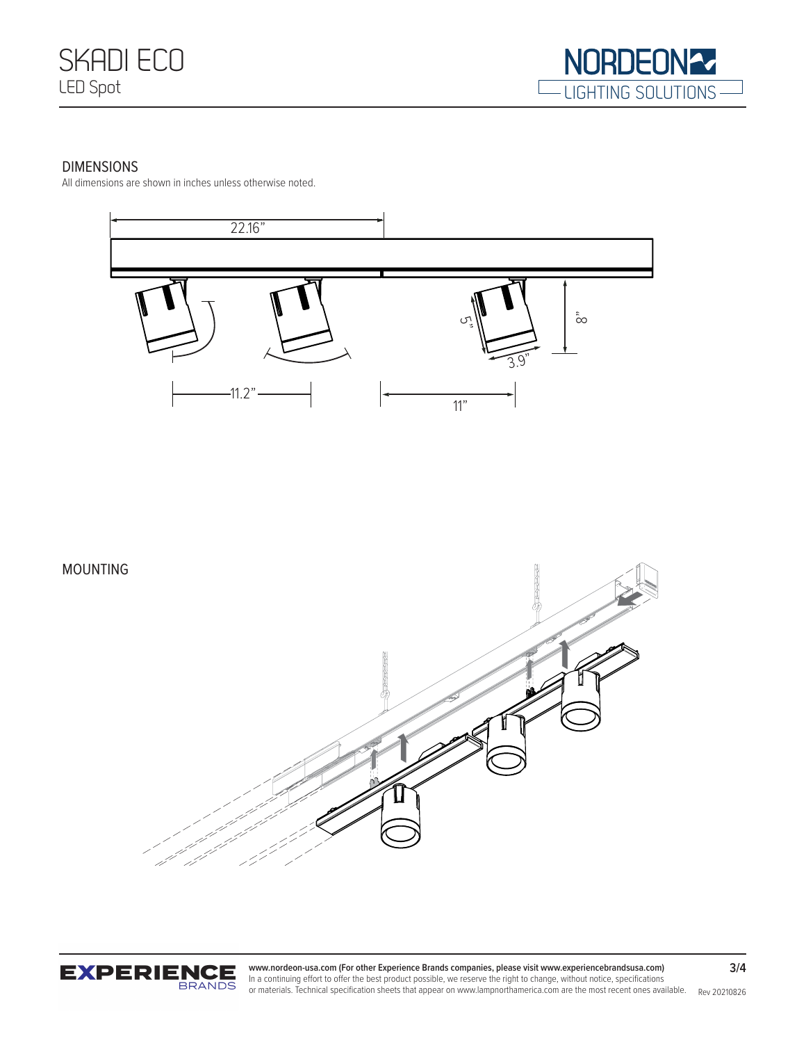## DIMENSIONS

All dimensions are shown in inches unless otherwise noted.

22.16"

5"

8"

3.9"

11.2"

11"

## MOUNTING

www.nordeon-usa.com (For other Experience Brands companies, please visit www.experiencebrandsusa.com)
In a continuing effort to offer the best product possible, we reserve the right to change, without notice, specifications or materials. Technical specification sheets that appear on www.lampnorthamerica.com are the most recent ones available.

Rev 20210826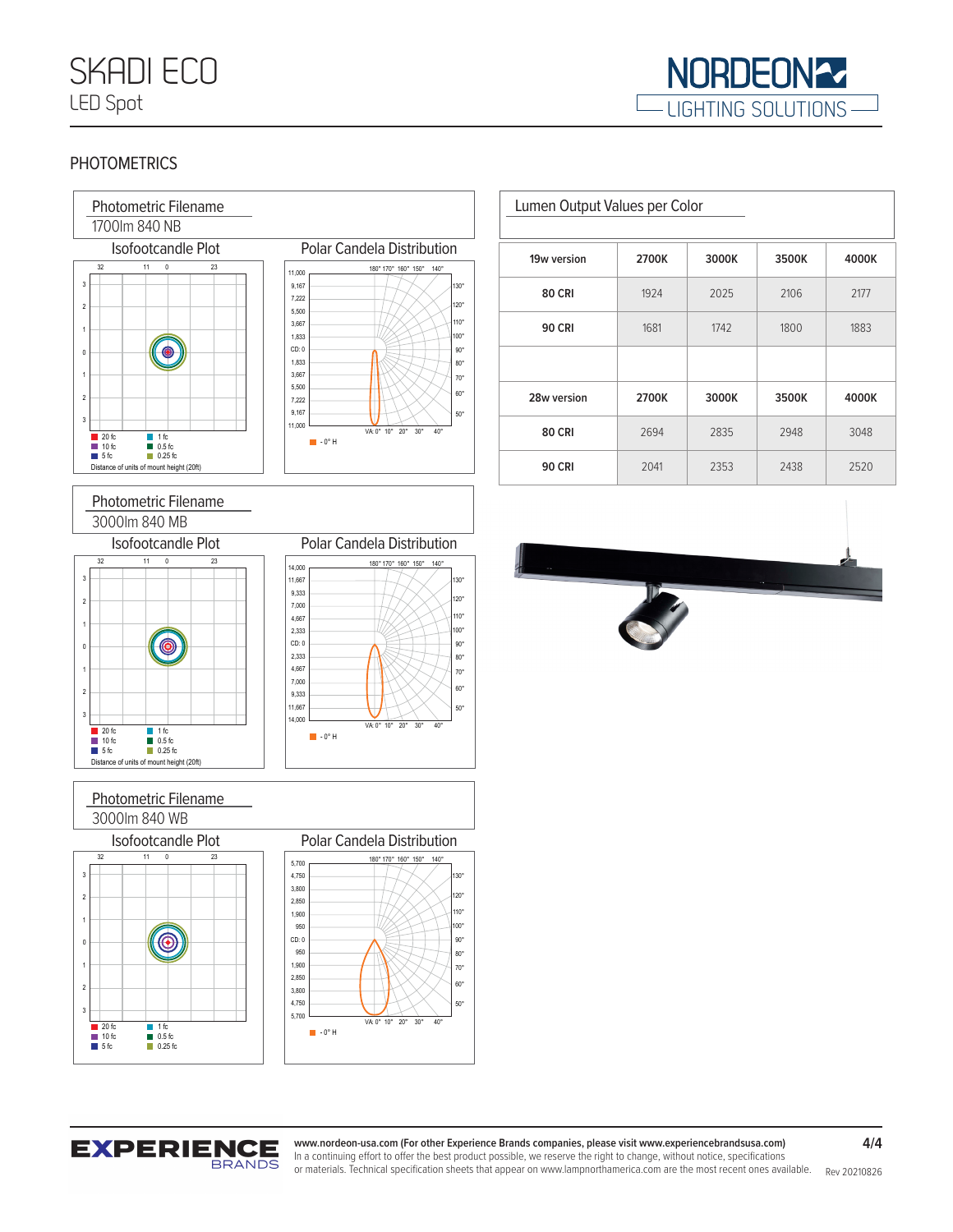# SKADI ECO

LED Spot

NORDEON LIGHTING SOLUTIONS

## PHOTOMETRICS

### Photometric Filename

1700lm 840 NB

Isofootcandle Plot

32 11 0 23

3 2 1 0 1 2 3

20 fc 10 fc 5 fc 1 fc 0.5 fc 0.25 fc

Distance of units of mount height (20ft)

Polar Candela Distribution

11,000 9,167 7,222 5,500 3,667 1,833 CD: 0 1,833 3,667 5,500 7,222 9,167 11,000

180° 170° 160° 150° 140° 130° 120° 110° 100° 90° 80° 70° 60° 50°

VA: 0° 10° 20° 30° 40°

- 0° H

### Photometric Filename

3000lm 840 MB

Isofootcandle Plot

32 11 0 23

3 2 1 0 1 2 3

20 fc 10 fc 5 fc 1 fc 0.5 fc 0.25 fc

Distance of units of mount height (20ft)

Polar Candela Distribution

14,000 11,667 9,333 7,000 4,667 2,333 CD: 0 2,333 4,667 7,000 9,333 11,667 14,000

180° 170° 160° 150° 140° 130° 120° 110° 100° 90° 80° 70° 60° 50°

VA: 0° 10° 20° 30° 40°

- 0° H

### Photometric Filename

3000lm 840 WB

Isofootcandle Plot

32 11 0 23

3 2 1 0 1 2 3

20 fc 10 fc 5 fc 1 fc 0.5 fc 0.25 fc

Polar Candela Distribution

5,700 4,750 3,800 2,850 1,900 950 CD: 0 950 1,900 2,850 3,800 4,750 5,700

180° 170° 160° 150° 140° 130° 120° 110° 100° 90° 80° 70° 60° 50°

VA: 0° 10° 20° 30° 40°

- 0° H

### Lumen Output Values per Color

| 19w version | 2700K | 3000K | 3500K | 4000K |
|---|---|---|---|---|
| 80 CRI | 1924 | 2025 | 2106 | 2177 |
| 90 CRI | 1681 | 1742 | 1800 | 1883 |
| | | | | |
| **28w version** | **2700K** | **3000K** | **3500K** | **4000K** |
| 80 CRI | 2694 | 2835 | 2948 | 3048 |
| 90 CRI | 2041 | 2353 | 2438 | 2520 |

EXPERIENCE BRANDS

**www.nordeon-usa.com (For other Experience Brands companies, please visit www.experiencebrandsusa.com)**
In a continuing effort to offer the best product possible, we reserve the right to change, without notice, specifications or materials. Technical specification sheets that appear on www.lampnorthamerica.com are the most recent ones available.

Rev 20210826